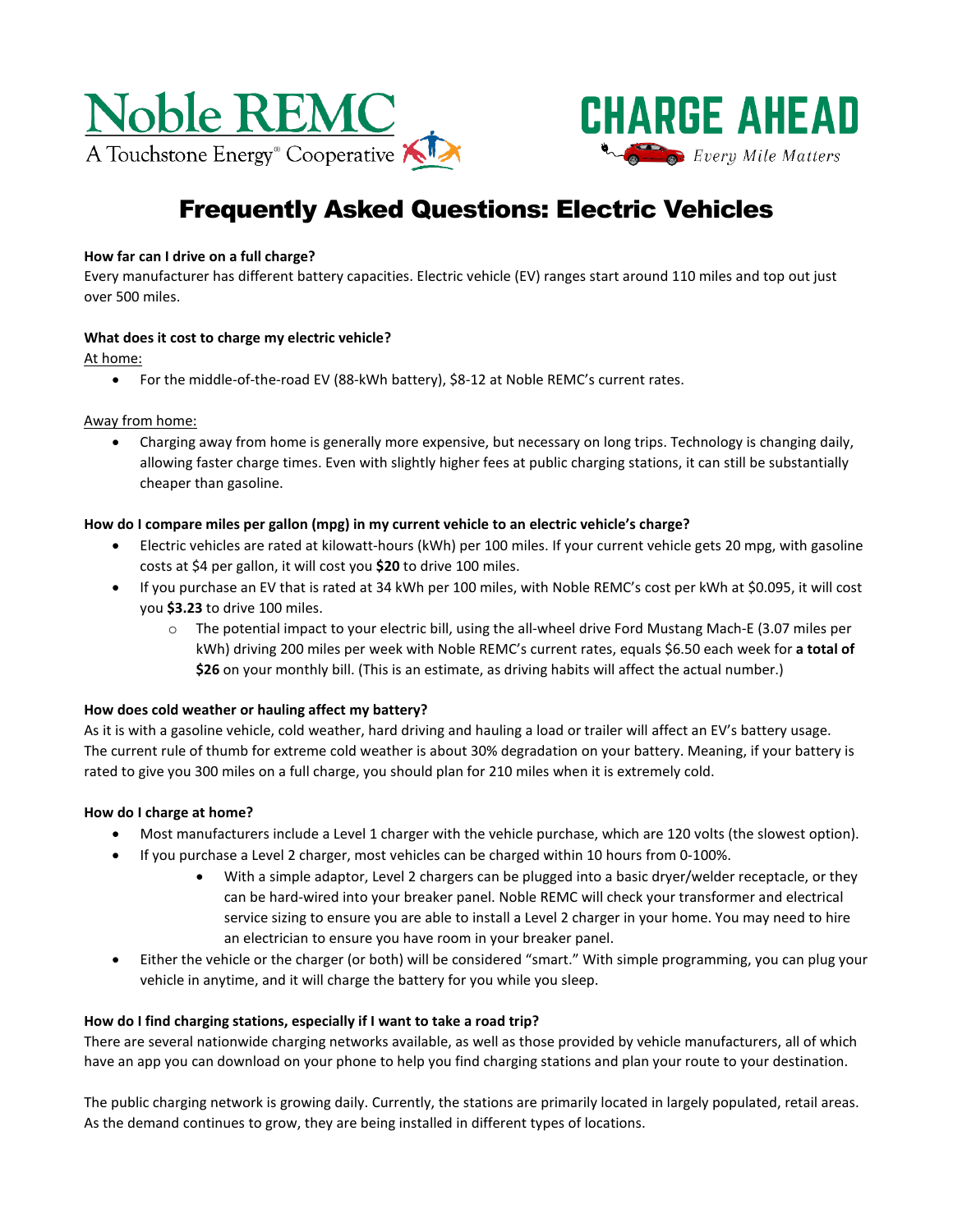Noble REMC
A Touchstone Energy® Cooperative

CHARGE AHEAD
*Every Mile Matters*

# Frequently Asked Questions: Electric Vehicles

**How far can I drive on a full charge?**

Every manufacturer has different battery capacities. Electric vehicle (EV) ranges start around 110 miles and top out just over 500 miles.

**What does it cost to charge my electric vehicle?**

At home:

- For the middle-of-the-road EV (88-kWh battery), $8-12 at Noble REMC's current rates.

Away from home:

- Charging away from home is generally more expensive, but necessary on long trips. Technology is changing daily, allowing faster charge times. Even with slightly higher fees at public charging stations, it can still be substantially cheaper than gasoline.

**How do I compare miles per gallon (mpg) in my current vehicle to an electric vehicle's charge?**

- Electric vehicles are rated at kilowatt-hours (kWh) per 100 miles. If your current vehicle gets 20 mpg, with gasoline costs at $4 per gallon, it will cost you **$20** to drive 100 miles.
- If you purchase an EV that is rated at 34 kWh per 100 miles, with Noble REMC's cost per kWh at $0.095, it will cost you **$3.23** to drive 100 miles.
  - The potential impact to your electric bill, using the all-wheel drive Ford Mustang Mach-E (3.07 miles per kWh) driving 200 miles per week with Noble REMC's current rates, equals $6.50 each week for **a total of $26** on your monthly bill. (This is an estimate, as driving habits will affect the actual number.)

**How does cold weather or hauling affect my battery?**

As it is with a gasoline vehicle, cold weather, hard driving and hauling a load or trailer will affect an EV's battery usage. The current rule of thumb for extreme cold weather is about 30% degradation on your battery. Meaning, if your battery is rated to give you 300 miles on a full charge, you should plan for 210 miles when it is extremely cold.

**How do I charge at home?**

- Most manufacturers include a Level 1 charger with the vehicle purchase, which are 120 volts (the slowest option).
- If you purchase a Level 2 charger, most vehicles can be charged within 10 hours from 0-100%.
  - With a simple adaptor, Level 2 chargers can be plugged into a basic dryer/welder receptacle, or they can be hard-wired into your breaker panel. Noble REMC will check your transformer and electrical service sizing to ensure you are able to install a Level 2 charger in your home. You may need to hire an electrician to ensure you have room in your breaker panel.
- Either the vehicle or the charger (or both) will be considered "smart." With simple programming, you can plug your vehicle in anytime, and it will charge the battery for you while you sleep.

**How do I find charging stations, especially if I want to take a road trip?**

There are several nationwide charging networks available, as well as those provided by vehicle manufacturers, all of which have an app you can download on your phone to help you find charging stations and plan your route to your destination.

The public charging network is growing daily. Currently, the stations are primarily located in largely populated, retail areas. As the demand continues to grow, they are being installed in different types of locations.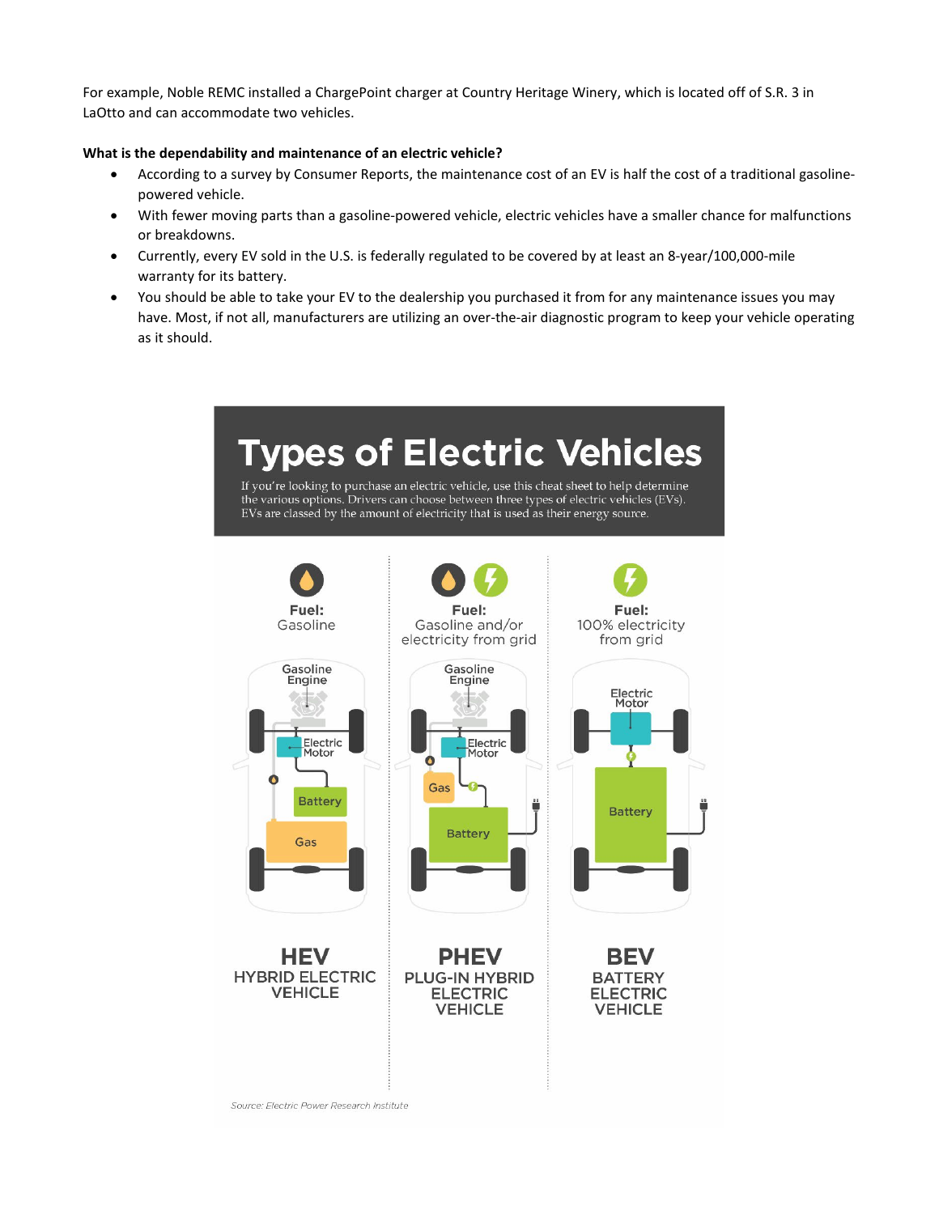For example, Noble REMC installed a ChargePoint charger at Country Heritage Winery, which is located off of S.R. 3 in LaOtto and can accommodate two vehicles.

**What is the dependability and maintenance of an electric vehicle?**

- According to a survey by Consumer Reports, the maintenance cost of an EV is half the cost of a traditional gasoline-powered vehicle.
- With fewer moving parts than a gasoline-powered vehicle, electric vehicles have a smaller chance for malfunctions or breakdowns.
- Currently, every EV sold in the U.S. is federally regulated to be covered by at least an 8-year/100,000-mile warranty for its battery.
- You should be able to take your EV to the dealership you purchased it from for any maintenance issues you may have. Most, if not all, manufacturers are utilizing an over-the-air diagnostic program to keep your vehicle operating as it should.

# Types of Electric Vehicles

If you're looking to purchase an electric vehicle, use this cheat sheet to help determine the various options. Drivers can choose between three types of electric vehicles (EVs). EVs are classed by the amount of electricity that is used as their energy source.

**Fuel:**
Gasoline

Gasoline Engine
Electric Motor
Battery
Gas

**HEV**
HYBRID ELECTRIC VEHICLE

**Fuel:**
Gasoline and/or electricity from grid

Gasoline Engine
Electric Motor
Gas
Battery

**PHEV**
PLUG-IN HYBRID ELECTRIC VEHICLE

**Fuel:**
100% electricity from grid

Electric Motor
Battery

**BEV**
BATTERY ELECTRIC VEHICLE

*Source: Electric Power Research Institute*